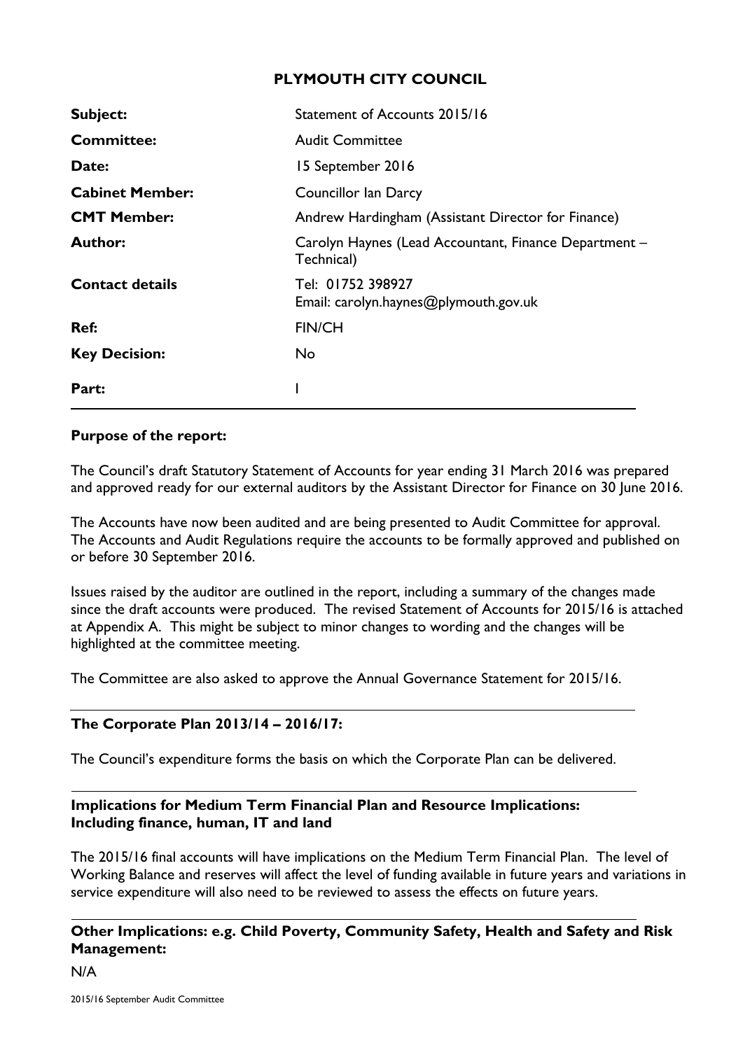# PLYMOUTH CITY COUNCIL

| | |
|---|---|
| **Subject:** | Statement of Accounts 2015/16 |
| **Committee:** | Audit Committee |
| **Date:** | 15 September 2016 |
| **Cabinet Member:** | Councillor Ian Darcy |
| **CMT Member:** | Andrew Hardingham (Assistant Director for Finance) |
| **Author:** | Carolyn Haynes (Lead Accountant, Finance Department – Technical) |
| **Contact details** | Tel: 01752 398927<br>Email: carolyn.haynes@plymouth.gov.uk |
| **Ref:** | FIN/CH |
| **Key Decision:** | No |
| **Part:** | I |

**Purpose of the report:**

The Council's draft Statutory Statement of Accounts for year ending 31 March 2016 was prepared and approved ready for our external auditors by the Assistant Director for Finance on 30 June 2016.

The Accounts have now been audited and are being presented to Audit Committee for approval. The Accounts and Audit Regulations require the accounts to be formally approved and published on or before 30 September 2016.

Issues raised by the auditor are outlined in the report, including a summary of the changes made since the draft accounts were produced. The revised Statement of Accounts for 2015/16 is attached at Appendix A. This might be subject to minor changes to wording and the changes will be highlighted at the committee meeting.

The Committee are also asked to approve the Annual Governance Statement for 2015/16.

**The Corporate Plan 2013/14 – 2016/17:**

The Council's expenditure forms the basis on which the Corporate Plan can be delivered.

**Implications for Medium Term Financial Plan and Resource Implications: Including finance, human, IT and land**

The 2015/16 final accounts will have implications on the Medium Term Financial Plan. The level of Working Balance and reserves will affect the level of funding available in future years and variations in service expenditure will also need to be reviewed to assess the effects on future years.

**Other Implications: e.g. Child Poverty, Community Safety, Health and Safety and Risk Management:**

N/A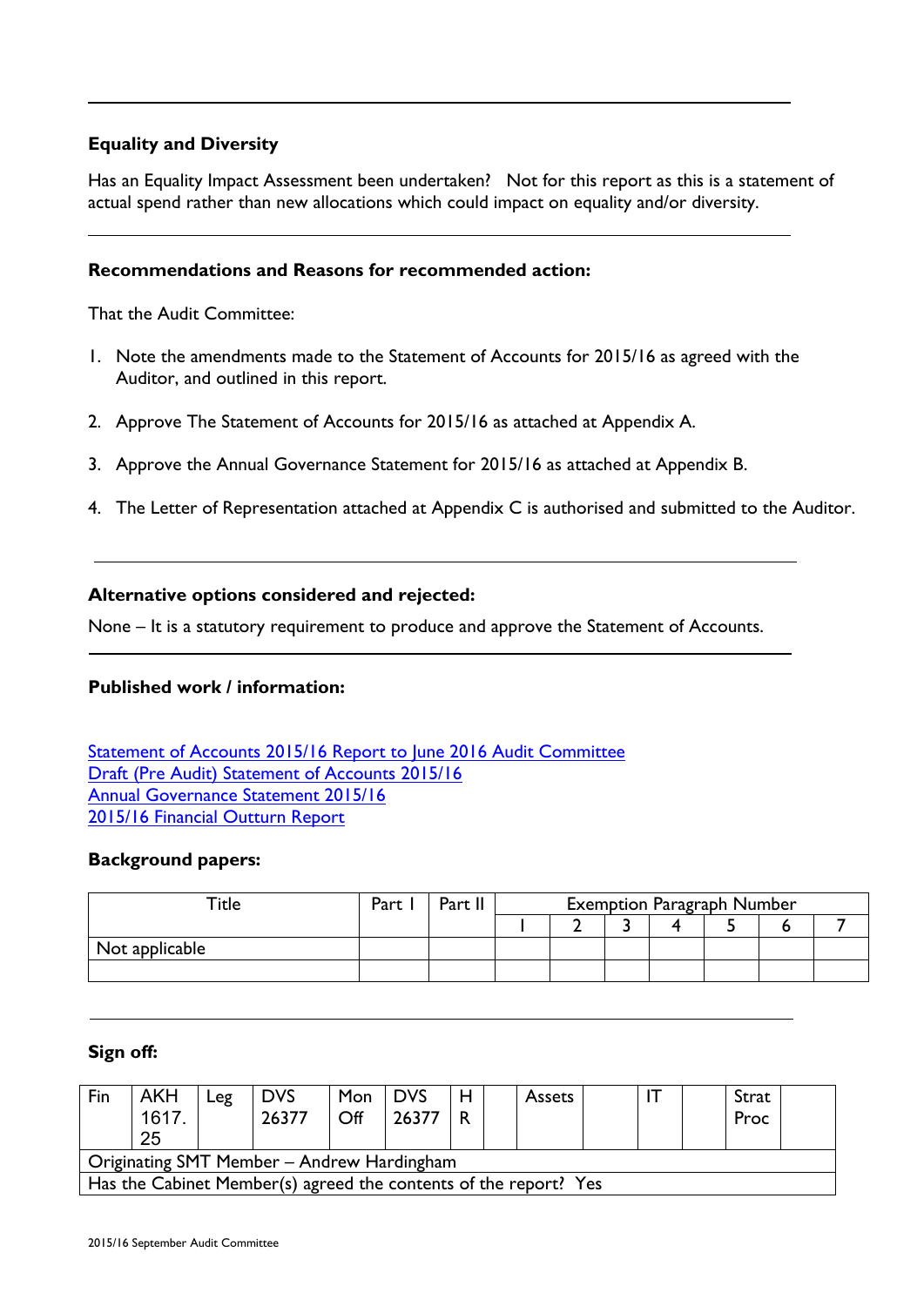---

**Equality and Diversity**

Has an Equality Impact Assessment been undertaken? Not for this report as this is a statement of actual spend rather than new allocations which could impact on equality and/or diversity.

---

**Recommendations and Reasons for recommended action:**

That the Audit Committee:

1. Note the amendments made to the Statement of Accounts for 2015/16 as agreed with the Auditor, and outlined in this report.
2. Approve The Statement of Accounts for 2015/16 as attached at Appendix A.
3. Approve the Annual Governance Statement for 2015/16 as attached at Appendix B.
4. The Letter of Representation attached at Appendix C is authorised and submitted to the Auditor.

---

**Alternative options considered and rejected:**

None – It is a statutory requirement to produce and approve the Statement of Accounts.

---

**Published work / information:**

Statement of Accounts 2015/16 Report to June 2016 Audit Committee
Draft (Pre Audit) Statement of Accounts 2015/16
Annual Governance Statement 2015/16
2015/16 Financial Outturn Report

**Background papers:**

| Title | Part I | Part II | Exemption Paragraph Number | | | | | | |
|---|---|---|---|---|---|---|---|---|---|
| | | | 1 | 2 | 3 | 4 | 5 | 6 | 7 |
| Not applicable | | | | | | | | | |
| | | | | | | | | | |

---

**Sign off:**

| Fin | AKH 1617.25 | Leg | DVS 26377 | Mon Off | DVS 26377 | HR | | Assets | | IT | | Strat Proc | |
|---|---|---|---|---|---|---|---|---|---|---|---|---|---|
| Originating SMT Member – Andrew Hardingham | | | | | | | | | | | | | |
| Has the Cabinet Member(s) agreed the contents of the report? Yes | | | | | | | | | | | | | |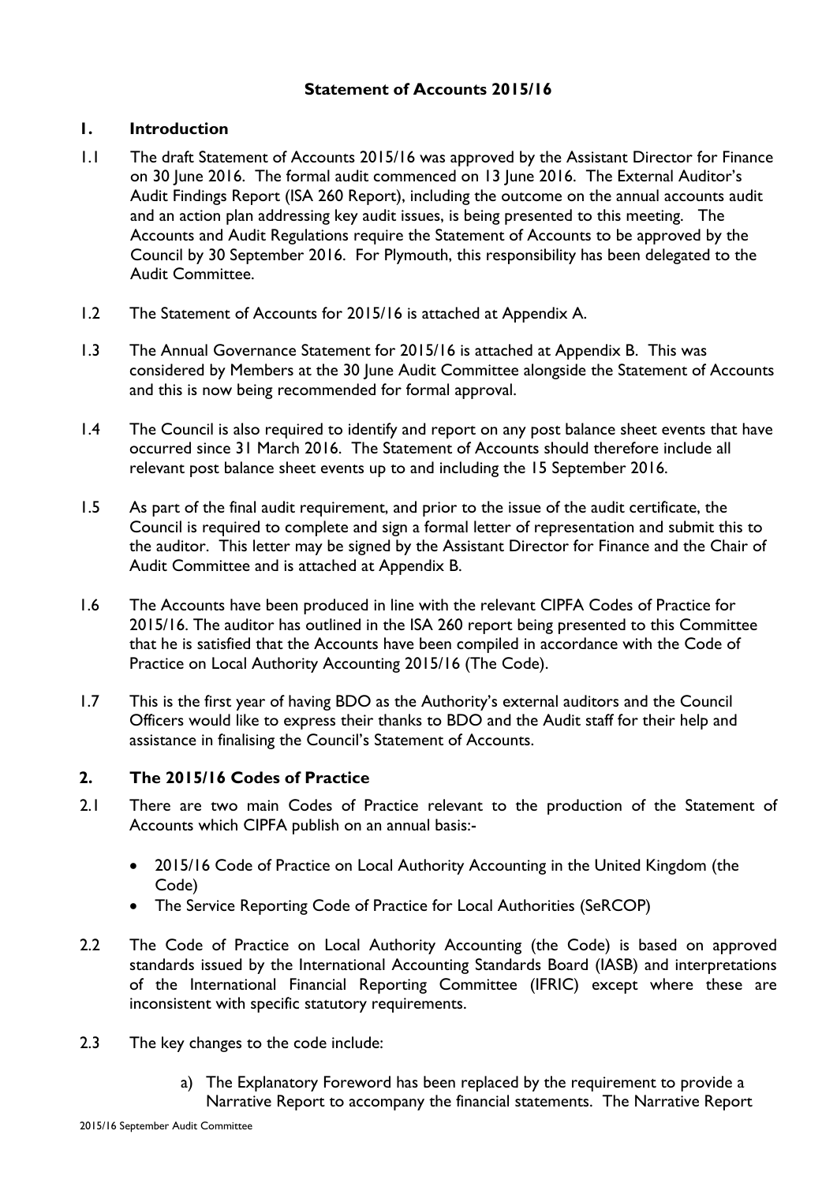## Statement of Accounts 2015/16

### 1. Introduction

1.1 The draft Statement of Accounts 2015/16 was approved by the Assistant Director for Finance on 30 June 2016. The formal audit commenced on 13 June 2016. The External Auditor's Audit Findings Report (ISA 260 Report), including the outcome on the annual accounts audit and an action plan addressing key audit issues, is being presented to this meeting. The Accounts and Audit Regulations require the Statement of Accounts to be approved by the Council by 30 September 2016. For Plymouth, this responsibility has been delegated to the Audit Committee.

1.2 The Statement of Accounts for 2015/16 is attached at Appendix A.

1.3 The Annual Governance Statement for 2015/16 is attached at Appendix B. This was considered by Members at the 30 June Audit Committee alongside the Statement of Accounts and this is now being recommended for formal approval.

1.4 The Council is also required to identify and report on any post balance sheet events that have occurred since 31 March 2016. The Statement of Accounts should therefore include all relevant post balance sheet events up to and including the 15 September 2016.

1.5 As part of the final audit requirement, and prior to the issue of the audit certificate, the Council is required to complete and sign a formal letter of representation and submit this to the auditor. This letter may be signed by the Assistant Director for Finance and the Chair of Audit Committee and is attached at Appendix B.

1.6 The Accounts have been produced in line with the relevant CIPFA Codes of Practice for 2015/16. The auditor has outlined in the ISA 260 report being presented to this Committee that he is satisfied that the Accounts have been compiled in accordance with the Code of Practice on Local Authority Accounting 2015/16 (The Code).

1.7 This is the first year of having BDO as the Authority's external auditors and the Council Officers would like to express their thanks to BDO and the Audit staff for their help and assistance in finalising the Council's Statement of Accounts.

### 2. The 2015/16 Codes of Practice

2.1 There are two main Codes of Practice relevant to the production of the Statement of Accounts which CIPFA publish on an annual basis:-

- 2015/16 Code of Practice on Local Authority Accounting in the United Kingdom (the Code)
- The Service Reporting Code of Practice for Local Authorities (SeRCOP)

2.2 The Code of Practice on Local Authority Accounting (the Code) is based on approved standards issued by the International Accounting Standards Board (IASB) and interpretations of the International Financial Reporting Committee (IFRIC) except where these are inconsistent with specific statutory requirements.

2.3 The key changes to the code include:

a) The Explanatory Foreword has been replaced by the requirement to provide a Narrative Report to accompany the financial statements. The Narrative Report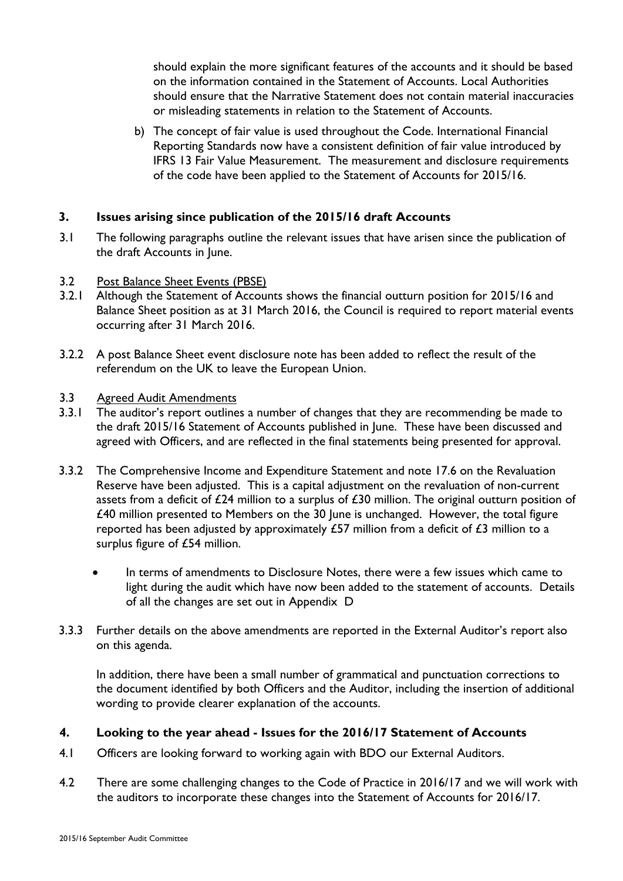should explain the more significant features of the accounts and it should be based on the information contained in the Statement of Accounts. Local Authorities should ensure that the Narrative Statement does not contain material inaccuracies or misleading statements in relation to the Statement of Accounts.

b) The concept of fair value is used throughout the Code. International Financial Reporting Standards now have a consistent definition of fair value introduced by IFRS 13 Fair Value Measurement. The measurement and disclosure requirements of the code have been applied to the Statement of Accounts for 2015/16.

## 3. Issues arising since publication of the 2015/16 draft Accounts

3.1 The following paragraphs outline the relevant issues that have arisen since the publication of the draft Accounts in June.

3.2 Post Balance Sheet Events (PBSE)

3.2.1 Although the Statement of Accounts shows the financial outturn position for 2015/16 and Balance Sheet position as at 31 March 2016, the Council is required to report material events occurring after 31 March 2016.

3.2.2 A post Balance Sheet event disclosure note has been added to reflect the result of the referendum on the UK to leave the European Union.

3.3 Agreed Audit Amendments

3.3.1 The auditor's report outlines a number of changes that they are recommending be made to the draft 2015/16 Statement of Accounts published in June. These have been discussed and agreed with Officers, and are reflected in the final statements being presented for approval.

3.3.2 The Comprehensive Income and Expenditure Statement and note 17.6 on the Revaluation Reserve have been adjusted. This is a capital adjustment on the revaluation of non-current assets from a deficit of £24 million to a surplus of £30 million. The original outturn position of £40 million presented to Members on the 30 June is unchanged. However, the total figure reported has been adjusted by approximately £57 million from a deficit of £3 million to a surplus figure of £54 million.

- In terms of amendments to Disclosure Notes, there were a few issues which came to light during the audit which have now been added to the statement of accounts. Details of all the changes are set out in Appendix D

3.3.3 Further details on the above amendments are reported in the External Auditor's report also on this agenda.

In addition, there have been a small number of grammatical and punctuation corrections to the document identified by both Officers and the Auditor, including the insertion of additional wording to provide clearer explanation of the accounts.

## 4. Looking to the year ahead - Issues for the 2016/17 Statement of Accounts

4.1 Officers are looking forward to working again with BDO our External Auditors.

4.2 There are some challenging changes to the Code of Practice in 2016/17 and we will work with the auditors to incorporate these changes into the Statement of Accounts for 2016/17.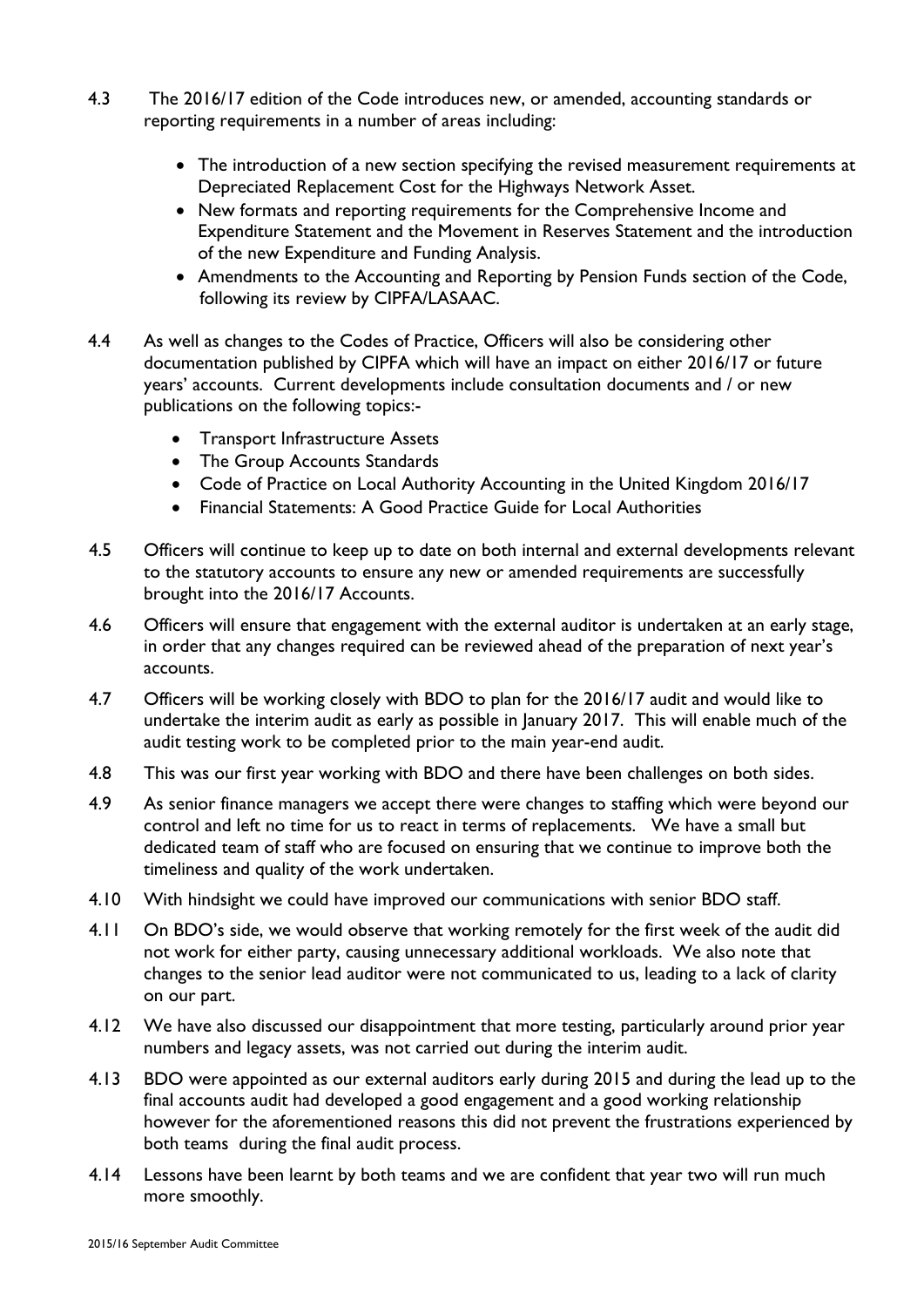4.3 The 2016/17 edition of the Code introduces new, or amended, accounting standards or reporting requirements in a number of areas including:

- The introduction of a new section specifying the revised measurement requirements at Depreciated Replacement Cost for the Highways Network Asset.
- New formats and reporting requirements for the Comprehensive Income and Expenditure Statement and the Movement in Reserves Statement and the introduction of the new Expenditure and Funding Analysis.
- Amendments to the Accounting and Reporting by Pension Funds section of the Code, following its review by CIPFA/LASAAC.

4.4 As well as changes to the Codes of Practice, Officers will also be considering other documentation published by CIPFA which will have an impact on either 2016/17 or future years' accounts. Current developments include consultation documents and / or new publications on the following topics:-

- Transport Infrastructure Assets
- The Group Accounts Standards
- Code of Practice on Local Authority Accounting in the United Kingdom 2016/17
- Financial Statements: A Good Practice Guide for Local Authorities

4.5 Officers will continue to keep up to date on both internal and external developments relevant to the statutory accounts to ensure any new or amended requirements are successfully brought into the 2016/17 Accounts.

4.6 Officers will ensure that engagement with the external auditor is undertaken at an early stage, in order that any changes required can be reviewed ahead of the preparation of next year's accounts.

4.7 Officers will be working closely with BDO to plan for the 2016/17 audit and would like to undertake the interim audit as early as possible in January 2017. This will enable much of the audit testing work to be completed prior to the main year-end audit.

4.8 This was our first year working with BDO and there have been challenges on both sides.

4.9 As senior finance managers we accept there were changes to staffing which were beyond our control and left no time for us to react in terms of replacements. We have a small but dedicated team of staff who are focused on ensuring that we continue to improve both the timeliness and quality of the work undertaken.

4.10 With hindsight we could have improved our communications with senior BDO staff.

4.11 On BDO's side, we would observe that working remotely for the first week of the audit did not work for either party, causing unnecessary additional workloads. We also note that changes to the senior lead auditor were not communicated to us, leading to a lack of clarity on our part.

4.12 We have also discussed our disappointment that more testing, particularly around prior year numbers and legacy assets, was not carried out during the interim audit.

4.13 BDO were appointed as our external auditors early during 2015 and during the lead up to the final accounts audit had developed a good engagement and a good working relationship however for the aforementioned reasons this did not prevent the frustrations experienced by both teams during the final audit process.

4.14 Lessons have been learnt by both teams and we are confident that year two will run much more smoothly.